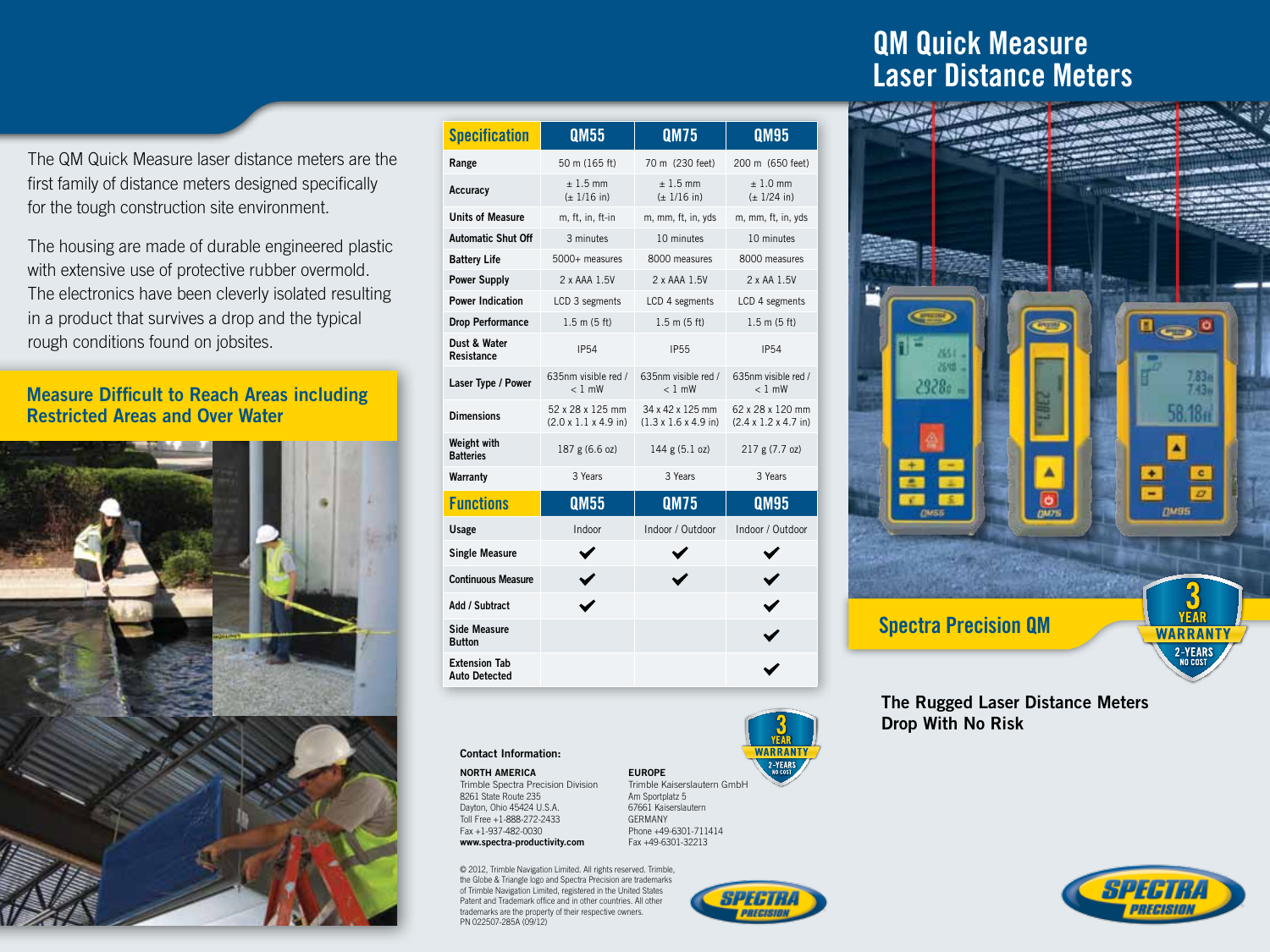# QM Quick Measure Laser Distance Meters

The QM Quick Measure laser distance meters are the first family of distance meters designed specifically for the tough construction site environment.

The housing are made of durable engineered plastic with extensive use of protective rubber overmold. The electronics have been cleverly isolated resulting in a product that survives a drop and the typical rough conditions found on jobsites.

## Measure Difficult to Reach Areas including Restricted Areas and Over Water

| Specification | QM55 | QM75 | QM95 |
|---|---|---|---|
| Range | 50 m (165 ft) | 70 m (230 feet) | 200 m (650 feet) |
| Accuracy | ± 1.5 mm (± 1/16 in) | ± 1.5 mm (± 1/16 in) | ± 1.0 mm (± 1/24 in) |
| Units of Measure | m, ft, in, ft-in | m, mm, ft, in, yds | m, mm, ft, in, yds |
| Automatic Shut Off | 3 minutes | 10 minutes | 10 minutes |
| Battery Life | 5000+ measures | 8000 measures | 8000 measures |
| Power Supply | 2 x AAA 1.5V | 2 x AAA 1.5V | 2 x AA 1.5V |
| Power Indication | LCD 3 segments | LCD 4 segments | LCD 4 segments |
| Drop Performance | 1.5 m (5 ft) | 1.5 m (5 ft) | 1.5 m (5 ft) |
| Dust & Water Resistance | IP54 | IP55 | IP54 |
| Laser Type / Power | 635nm visible red / < 1 mW | 635nm visible red / < 1 mW | 635nm visible red / < 1 mW |
| Dimensions | 52 x 28 x 125 mm (2.0 x 1.1 x 4.9 in) | 34 x 42 x 125 mm (1.3 x 1.6 x 4.9 in) | 62 x 28 x 120 mm (2.4 x 1.2 x 4.7 in) |
| Weight with Batteries | 187 g (6.6 oz) | 144 g (5.1 oz) | 217 g (7.7 oz) |
| Warranty | 3 Years | 3 Years | 3 Years |
| **Functions** | **QM55** | **QM75** | **QM95** |
| Usage | Indoor | Indoor / Outdoor | Indoor / Outdoor |
| Single Measure | ✔ | ✔ | ✔ |
| Continuous Measure | ✔ | ✔ | ✔ |
| Add / Subtract | ✔ | | ✔ |
| Side Measure Button | | | ✔ |
| Extension Tab Auto Detected | | | ✔ |

3 YEAR WARRANTY 2-YEARS NO COST

**Contact Information:**

**NORTH AMERICA**
Trimble Spectra Precision Division
8261 State Route 235
Dayton, Ohio 45424 U.S.A.
Toll Free +1-888-272-2433
Fax +1-937-482-0030
**www.spectra-productivity.com**

**EUROPE**
Trimble Kaiserslautern GmbH
Am Sportplatz 5
67661 Kaiserslautern
GERMANY
Phone +49-6301-711414
Fax +49-6301-32213

© 2012, Trimble Navigation Limited. All rights reserved. Trimble, the Globe & Triangle logo and Spectra Precision are trademarks of Trimble Navigation Limited, registered in the United States Patent and Trademark office and in other countries. All other trademarks are the property of their respective owners.
PN 022507-285A (09/12)

SPECTRA PRECISION

## Spectra Precision QM

3 YEAR WARRANTY 2-YEARS NO COST

**The Rugged Laser Distance Meters Drop With No Risk**

SPECTRA PRECISION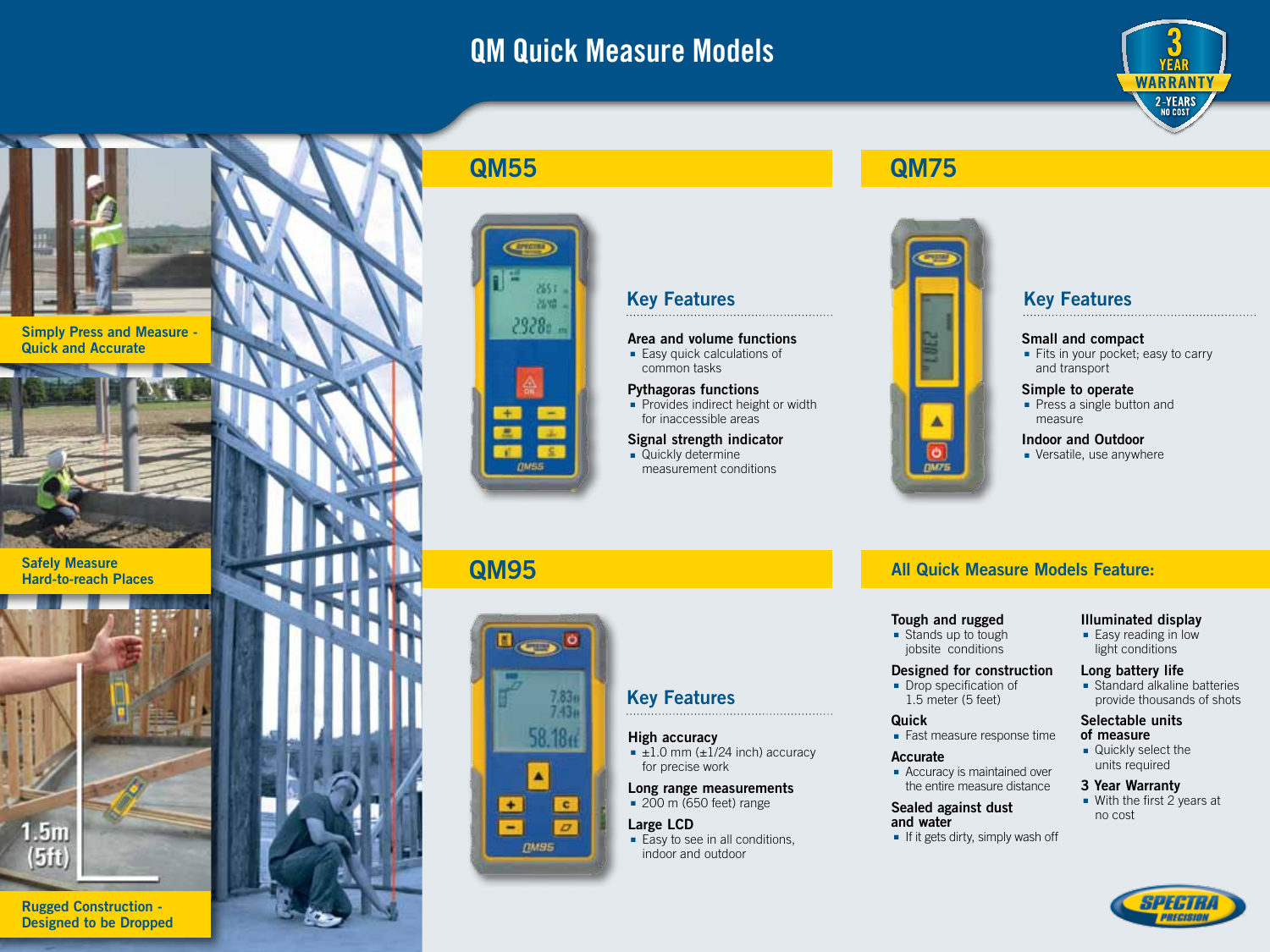# QM Quick Measure Models

3 YEAR WARRANTY
2-YEARS NO COST

Simply Press and Measure - Quick and Accurate

Safely Measure Hard-to-reach Places

Rugged Construction - Designed to be Dropped

## QM55

### Key Features

**Area and volume functions**

- Easy quick calculations of common tasks

**Pythagoras functions**

- Provides indirect height or width for inaccessible areas

**Signal strength indicator**

- Quickly determine measurement conditions

## QM75

### Key Features

**Small and compact**

- Fits in your pocket; easy to carry and transport

**Simple to operate**

- Press a single button and measure

**Indoor and Outdoor**

- Versatile, use anywhere

## QM95

### Key Features

**High accuracy**

- ±1.0 mm (±1/24 inch) accuracy for precise work

**Long range measurements**

- 200 m (650 feet) range

**Large LCD**

- Easy to see in all conditions, indoor and outdoor

## All Quick Measure Models Feature:

**Tough and rugged**

- Stands up to tough jobsite conditions

**Designed for construction**

- Drop specification of 1.5 meter (5 feet)

**Quick**

- Fast measure response time

**Accurate**

- Accuracy is maintained over the entire measure distance

**Sealed against dust and water**

- If it gets dirty, simply wash off

**Illuminated display**

- Easy reading in low light conditions

**Long battery life**

- Standard alkaline batteries provide thousands of shots

**Selectable units of measure**

- Quickly select the units required

**3 Year Warranty**

- With the first 2 years at no cost

SPECTRA PRECISION